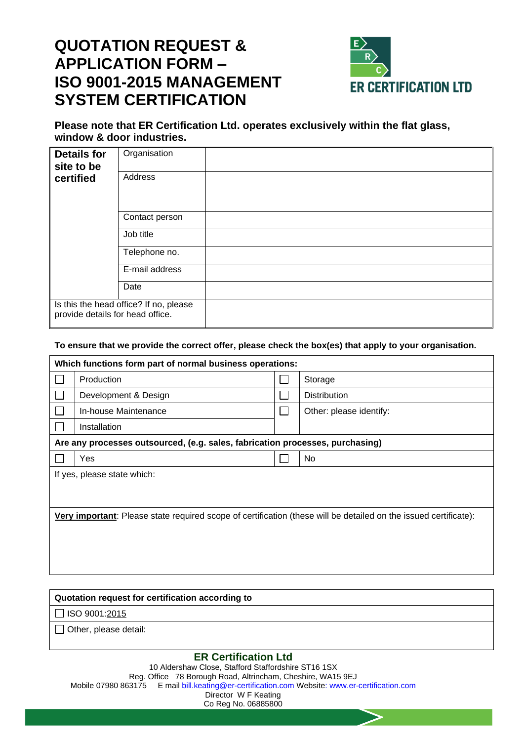# QUOTATION REQUEST & APPLICATION FORM – ISO 9001-2015 MANAGEMENT SYSTEM CERTIFICATION

ER CERTIFICATION LTD

**Please note that ER Certification Ltd. operates exclusively within the flat glass, window & door industries.**

| **Details for site to be certified** | Organisation | |
|---|---|---|
| | Address | |
| | Contact person | |
| | Job title | |
| | Telephone no. | |
| | E-mail address | |
| | Date | |
| Is this the head office? If no, please provide details for head office. | | |

**To ensure that we provide the correct offer, please check the box(es) that apply to your organisation.**

| **Which functions form part of normal business operations:** | | | |
|---|---|---|---|
| ☐ | Production | ☐ | Storage |
| ☐ | Development & Design | ☐ | Distribution |
| ☐ | In-house Maintenance | ☐ | Other: please identify: |
| ☐ | Installation | | |
| **Are any processes outsourced, (e.g. sales, fabrication processes, purchasing)** | | | |
| ☐ | Yes | ☐ | No |
| If yes, please state which: | | | |
| **<u>Very important</u>**: Please state required scope of certification (these will be detailed on the issued certificate): | | | |

| **Quotation request for certification according to** |
|---|
| ☐ ISO 9001:<u>2015</u> |
| ☐ Other, please detail: |

**ER Certification Ltd**
10 Aldershaw Close, Stafford Staffordshire ST16 1SX
Reg. Office 78 Borough Road, Altrincham, Cheshire, WA15 9EJ
Mobile 07980 863175 E mail bill.keating@er-certification.com Website: www.er-certification.com
Director W F Keating
Co Reg No. 06885800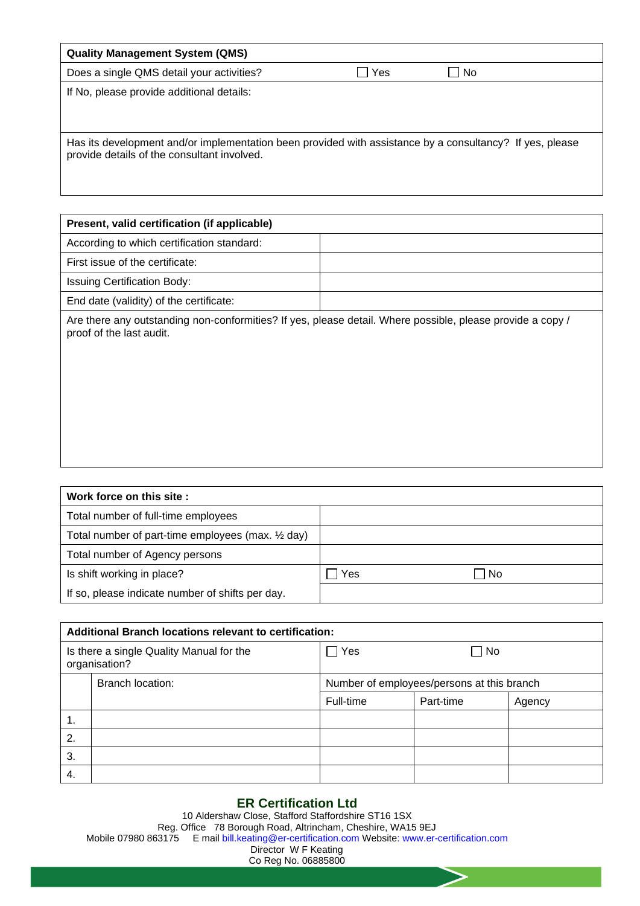| **Quality Management System (QMS)** | | |
|---|---|---|
| Does a single QMS detail your activities? | ☐ Yes | ☐ No |
| If No, please provide additional details: | | |
| Has its development and/or implementation been provided with assistance by a consultancy? If yes, please provide details of the consultant involved. | | |

| **Present, valid certification (if applicable)** | |
|---|---|
| According to which certification standard: | |
| First issue of the certificate: | |
| Issuing Certification Body: | |
| End date (validity) of the certificate: | |
| Are there any outstanding non-conformities? If yes, please detail. Where possible, please provide a copy / proof of the last audit. | |

| **Work force on this site :** | | |
|---|---|---|
| Total number of full-time employees | | |
| Total number of part-time employees (max. ½ day) | | |
| Total number of Agency persons | | |
| Is shift working in place? | ☐ Yes | ☐ No |
| If so, please indicate number of shifts per day. | | |

| **Additional Branch locations relevant to certification:** | | | | |
|---|---|---|---|---|
| Is there a single Quality Manual for the organisation? | | ☐ Yes | ☐ No | |
| | Branch location: | Number of employees/persons at this branch | | |
| | | Full-time | Part-time | Agency |
| 1. | | | | |
| 2. | | | | |
| 3. | | | | |
| 4. | | | | |

**ER Certification Ltd**
10 Aldershaw Close, Stafford Staffordshire ST16 1SX
Reg. Office 78 Borough Road, Altrincham, Cheshire, WA15 9EJ
Mobile 07980 863175 E mail bill.keating@er-certification.com Website: www.er-certification.com
Director W F Keating
Co Reg No. 06885800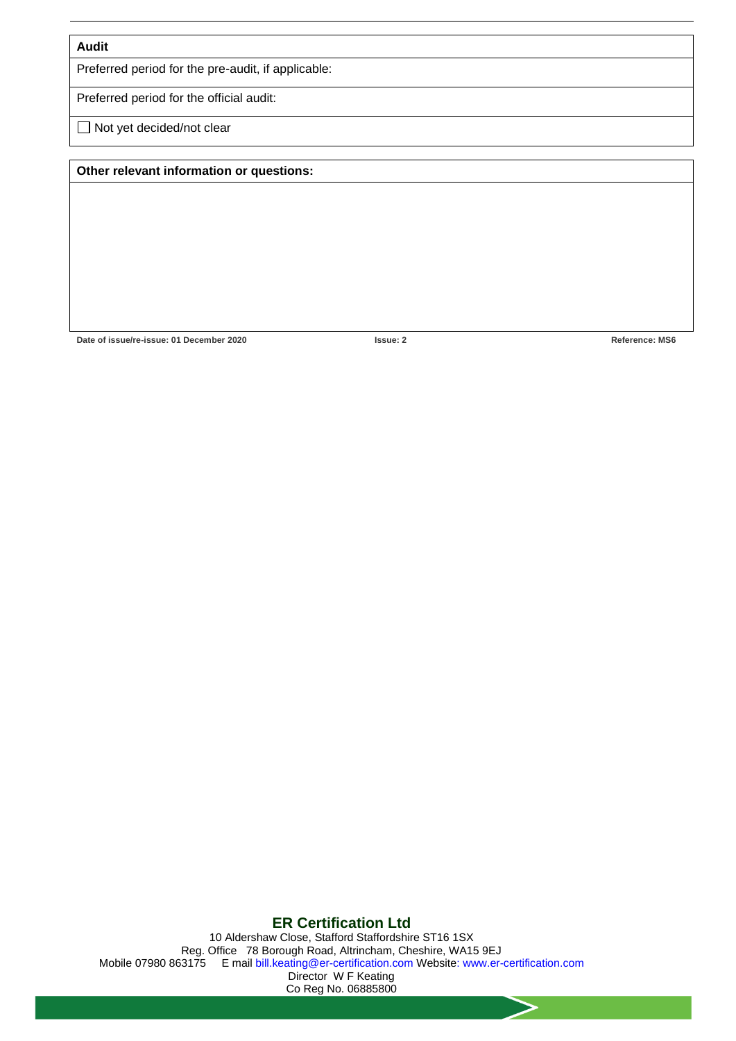| Audit |
| --- |
| Preferred period for the pre-audit, if applicable: |
| Preferred period for the official audit: |
| ☐ Not yet decided/not clear |

| Other relevant information or questions: |
| --- |
| |

**Date of issue/re-issue: 01 December 2020** **Issue: 2** **Reference: MS6**

**ER Certification Ltd**
10 Aldershaw Close, Stafford Staffordshire ST16 1SX
Reg. Office 78 Borough Road, Altrincham, Cheshire, WA15 9EJ
Mobile 07980 863175 E mail bill.keating@er-certification.com Website: www.er-certification.com
Director W F Keating
Co Reg No. 06885800